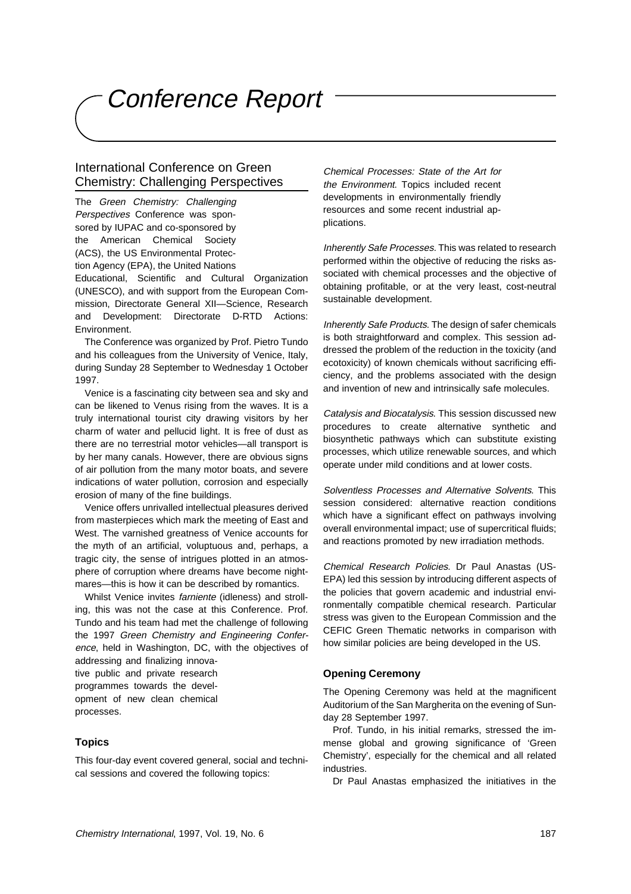# Conference Report

## International Conference on Green Chemistry: Challenging Perspectives

The *Green Chemistry: Challenging Perspectives* Conference was sponsored by IUPAC and co-sponsored by the American Chemical Society (ACS), the US Environmental Protection Agency (EPA), the United Nations Educational, Scientific and Cultural Organization (UNESCO), and with support from the European Commission, Directorate General XII—Science, Research and Development: Directorate D-RTD Actions: Environment.

The Conference was organized by Prof. Pietro Tundo and his colleagues from the University of Venice, Italy, during Sunday 28 September to Wednesday 1 October 1997.

Venice is a fascinating city between sea and sky and can be likened to Venus rising from the waves. It is a truly international tourist city drawing visitors by her charm of water and pellucid light. It is free of dust as there are no terrestrial motor vehicles—all transport is by her many canals. However, there are obvious signs of air pollution from the many motor boats, and severe indications of water pollution, corrosion and especially erosion of many of the fine buildings.

Venice offers unrivalled intellectual pleasures derived from masterpieces which mark the meeting of East and West. The varnished greatness of Venice accounts for the myth of an artificial, voluptuous and, perhaps, a tragic city, the sense of intrigues plotted in an atmosphere of corruption where dreams have become nightmares—this is how it can be described by romantics.

Whilst Venice invites *farniente* (idleness) and strolling, this was not the case at this Conference. Prof. Tundo and his team had met the challenge of following the 1997 *Green Chemistry and Engineering Conference*, held in Washington, DC, with the objectives of addressing and finalizing innovative public and private research programmes towards the development of new clean chemical processes.

### Topics

This four-day event covered general, social and technical sessions and covered the following topics:

*Chemical Processes: State of the Art for the Environment*. Topics included recent developments in environmentally friendly resources and some recent industrial applications.

*Inherently Safe Processes*. This was related to research performed within the objective of reducing the risks associated with chemical processes and the objective of obtaining profitable, or at the very least, cost-neutral sustainable development.

*Inherently Safe Products*. The design of safer chemicals is both straightforward and complex. This session addressed the problem of the reduction in the toxicity (and ecotoxicity) of known chemicals without sacrificing efficiency, and the problems associated with the design and invention of new and intrinsically safe molecules.

*Catalysis and Biocatalysis*. This session discussed new procedures to create alternative synthetic and biosynthetic pathways which can substitute existing processes, which utilize renewable sources, and which operate under mild conditions and at lower costs.

*Solventless Processes and Alternative Solvents*. This session considered: alternative reaction conditions which have a significant effect on pathways involving overall environmental impact; use of supercritical fluids; and reactions promoted by new irradiation methods.

*Chemical Research Policies*. Dr Paul Anastas (US-EPA) led this session by introducing different aspects of the policies that govern academic and industrial environmentally compatible chemical research. Particular stress was given to the European Commission and the CEFIC Green Thematic networks in comparison with how similar policies are being developed in the US.

### Opening Ceremony

The Opening Ceremony was held at the magnificent Auditorium of the San Margherita on the evening of Sunday 28 September 1997.

Prof. Tundo, in his initial remarks, stressed the immense global and growing significance of 'Green Chemistry', especially for the chemical and all related industries.

Dr Paul Anastas emphasized the initiatives in the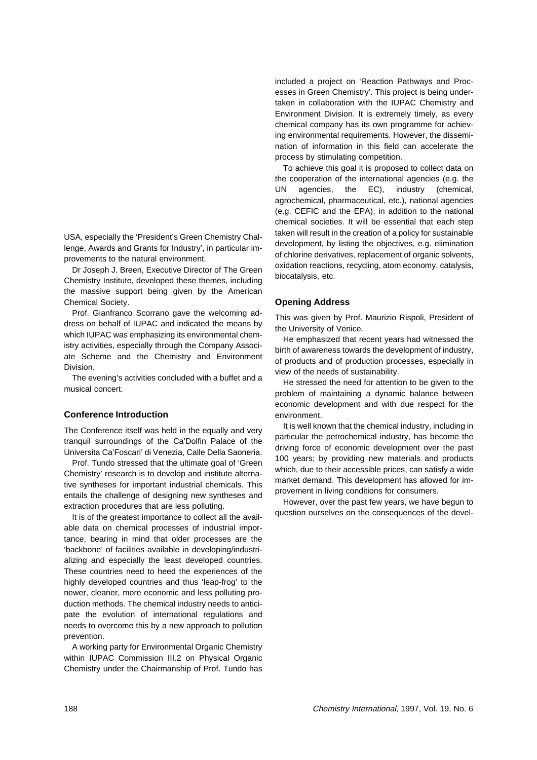USA, especially the 'President's Green Chemistry Challenge, Awards and Grants for Industry', in particular improvements to the natural environment.

Dr Joseph J. Breen, Executive Director of The Green Chemistry Institute, developed these themes, including the massive support being given by the American Chemical Society.

Prof. Gianfranco Scorrano gave the welcoming address on behalf of IUPAC and indicated the means by which IUPAC was emphasizing its environmental chemistry activities, especially through the Company Associate Scheme and the Chemistry and Environment Division.

The evening's activities concluded with a buffet and a musical concert.

## Conference Introduction

The Conference itself was held in the equally and very tranquil surroundings of the Ca'Dolfin Palace of the Universita Ca'Foscari' di Venezia, Calle Della Saoneria.

Prof. Tundo stressed that the ultimate goal of 'Green Chemistry' research is to develop and institute alternative syntheses for important industrial chemicals. This entails the challenge of designing new syntheses and extraction procedures that are less polluting.

It is of the greatest importance to collect all the available data on chemical processes of industrial importance, bearing in mind that older processes are the 'backbone' of facilities available in developing/industrializing and especially the least developed countries. These countries need to heed the experiences of the highly developed countries and thus 'leap-frog' to the newer, cleaner, more economic and less polluting production methods. The chemical industry needs to anticipate the evolution of international regulations and needs to overcome this by a new approach to pollution prevention.

A working party for Environmental Organic Chemistry within IUPAC Commission III.2 on Physical Organic Chemistry under the Chairmanship of Prof. Tundo has included a project on 'Reaction Pathways and Processes in Green Chemistry'. This project is being undertaken in collaboration with the IUPAC Chemistry and Environment Division. It is extremely timely, as every chemical company has its own programme for achieving environmental requirements. However, the dissemination of information in this field can accelerate the process by stimulating competition.

To achieve this goal it is proposed to collect data on the cooperation of the international agencies (e.g. the UN agencies, the EC), industry (chemical, agrochemical, pharmaceutical, etc.), national agencies (e.g. CEFIC and the EPA), in addition to the national chemical societies. It will be essential that each step taken will result in the creation of a policy for sustainable development, by listing the objectives, e.g. elimination of chlorine derivatives, replacement of organic solvents, oxidation reactions, recycling, atom economy, catalysis, biocatalysis, etc.

## Opening Address

This was given by Prof. Maurizio Rispoli, President of the University of Venice.

He emphasized that recent years had witnessed the birth of awareness towards the development of industry, of products and of production processes, especially in view of the needs of sustainability.

He stressed the need for attention to be given to the problem of maintaining a dynamic balance between economic development and with due respect for the environment.

It is well known that the chemical industry, including in particular the petrochemical industry, has become the driving force of economic development over the past 100 years; by providing new materials and products which, due to their accessible prices, can satisfy a wide market demand. This development has allowed for improvement in living conditions for consumers.

However, over the past few years, we have begun to question ourselves on the consequences of the devel-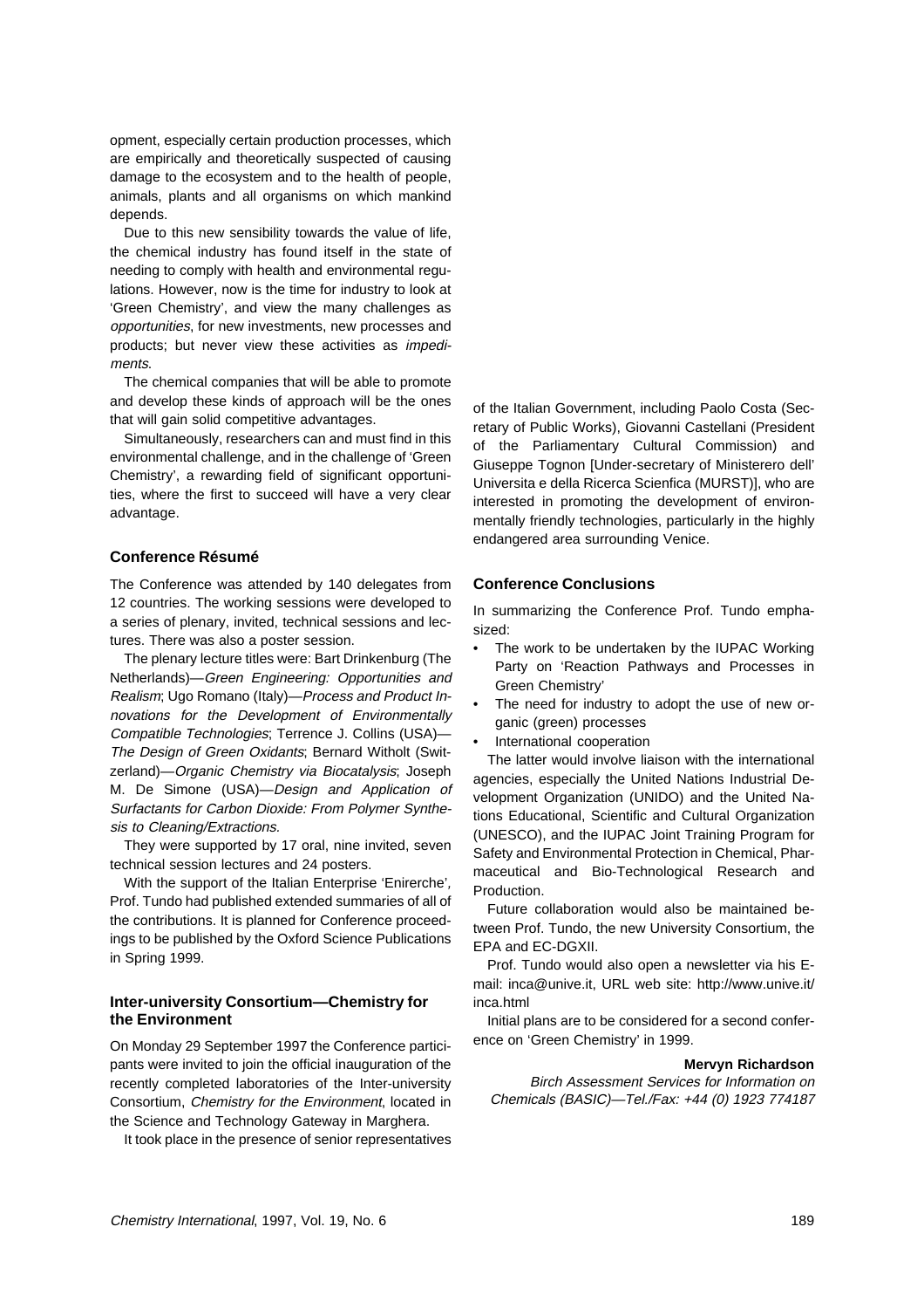opment, especially certain production processes, which are empirically and theoretically suspected of causing damage to the ecosystem and to the health of people, animals, plants and all organisms on which mankind depends.

Due to this new sensibility towards the value of life, the chemical industry has found itself in the state of needing to comply with health and environmental regulations. However, now is the time for industry to look at 'Green Chemistry', and view the many challenges as *opportunities*, for new investments, new processes and products; but never view these activities as *impediments*.

The chemical companies that will be able to promote and develop these kinds of approach will be the ones that will gain solid competitive advantages.

Simultaneously, researchers can and must find in this environmental challenge, and in the challenge of 'Green Chemistry', a rewarding field of significant opportunities, where the first to succeed will have a very clear advantage.

### Conference Résumé

The Conference was attended by 140 delegates from 12 countries. The working sessions were developed to a series of plenary, invited, technical sessions and lectures. There was also a poster session.

The plenary lecture titles were: Bart Drinkenburg (The Netherlands)—*Green Engineering: Opportunities and Realism*; Ugo Romano (Italy)—*Process and Product Innovations for the Development of Environmentally Compatible Technologies*; Terrence J. Collins (USA)—*The Design of Green Oxidants*; Bernard Witholt (Switzerland)—*Organic Chemistry via Biocatalysis*; Joseph M. De Simone (USA)—*Design and Application of Surfactants for Carbon Dioxide: From Polymer Synthesis to Cleaning/Extractions.*

They were supported by 17 oral, nine invited, seven technical session lectures and 24 posters.

With the support of the Italian Enterprise 'Enirerche', Prof. Tundo had published extended summaries of all of the contributions. It is planned for Conference proceedings to be published by the Oxford Science Publications in Spring 1999.

### Inter-university Consortium—Chemistry for the Environment

On Monday 29 September 1997 the Conference participants were invited to join the official inauguration of the recently completed laboratories of the Inter-university Consortium, *Chemistry for the Environment*, located in the Science and Technology Gateway in Marghera.

It took place in the presence of senior representatives of the Italian Government, including Paolo Costa (Secretary of Public Works), Giovanni Castellani (President of the Parliamentary Cultural Commission) and Giuseppe Tognon [Under-secretary of Ministerero dell' Universita e della Ricerca Scienfica (MURST)], who are interested in promoting the development of environmentally friendly technologies, particularly in the highly endangered area surrounding Venice.

### Conference Conclusions

In summarizing the Conference Prof. Tundo emphasized:

- The work to be undertaken by the IUPAC Working Party on 'Reaction Pathways and Processes in Green Chemistry'
- The need for industry to adopt the use of new organic (green) processes
- International cooperation

The latter would involve liaison with the international agencies, especially the United Nations Industrial Development Organization (UNIDO) and the United Nations Educational, Scientific and Cultural Organization (UNESCO), and the IUPAC Joint Training Program for Safety and Environmental Protection in Chemical, Pharmaceutical and Bio-Technological Research and Production.

Future collaboration would also be maintained between Prof. Tundo, the new University Consortium, the EPA and EC-DGXII.

Prof. Tundo would also open a newsletter via his E-mail: inca@unive.it, URL web site: http://www.unive.it/inca.html

Initial plans are to be considered for a second conference on 'Green Chemistry' in 1999.

**Mervyn Richardson**
*Birch Assessment Services for Information on Chemicals (BASIC)—Tel./Fax: +44 (0) 1923 774187*